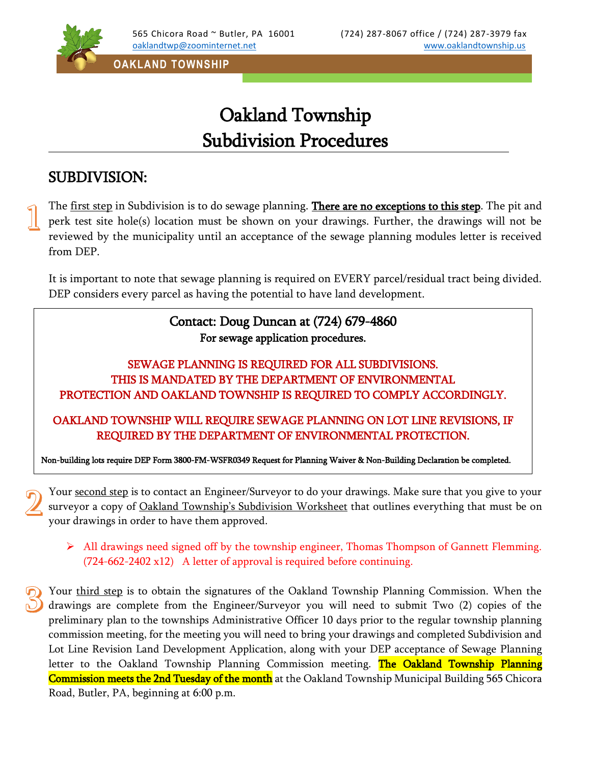565 Chicora Road ~ Butler, PA 16001 (724) 287-8067 office / (724) 287-3979 fax
oaklandtwp@zoominternet.net www.oaklandtownship.us

OAKLAND TOWNSHIP

# Oakland Township
# Subdivision Procedures

## SUBDIVISION:

1. The first step in Subdivision is to do sewage planning. **There are no exceptions to this step**. The pit and perk test site hole(s) location must be shown on your drawings. Further, the drawings will not be reviewed by the municipality until an acceptance of the sewage planning modules letter is received from DEP.

   It is important to note that sewage planning is required on EVERY parcel/residual tract being divided. DEP considers every parcel as having the potential to have land development.

> **Contact: Doug Duncan at (724) 679-4860**
> **For sewage application procedures.**
>
> SEWAGE PLANNING IS REQUIRED FOR ALL SUBDIVISIONS. THIS IS MANDATED BY THE DEPARTMENT OF ENVIRONMENTAL PROTECTION AND OAKLAND TOWNSHIP IS REQUIRED TO COMPLY ACCORDINGLY.
>
> OAKLAND TOWNSHIP WILL REQUIRE SEWAGE PLANNING ON LOT LINE REVISIONS, IF REQUIRED BY THE DEPARTMENT OF ENVIRONMENTAL PROTECTION.
>
> **Non-building lots require DEP Form 3800-FM-WSFR0349 Request for Planning Waiver & Non-Building Declaration be completed.**

2. Your second step is to contact an Engineer/Surveyor to do your drawings. Make sure that you give to your surveyor a copy of Oakland Township's Subdivision Worksheet that outlines everything that must be on your drawings in order to have them approved.

   - All drawings need signed off by the township engineer, Thomas Thompson of Gannett Flemming. (724-662-2402 x12) A letter of approval is required before continuing.

3. Your third step is to obtain the signatures of the Oakland Township Planning Commission. When the drawings are complete from the Engineer/Surveyor you will need to submit Two (2) copies of the preliminary plan to the townships Administrative Officer 10 days prior to the regular township planning commission meeting, for the meeting you will need to bring your drawings and completed Subdivision and Lot Line Revision Land Development Application, along with your DEP acceptance of Sewage Planning letter to the Oakland Township Planning Commission meeting. **The Oakland Township Planning Commission meets the 2nd Tuesday of the month** at the Oakland Township Municipal Building 565 Chicora Road, Butler, PA, beginning at 6:00 p.m.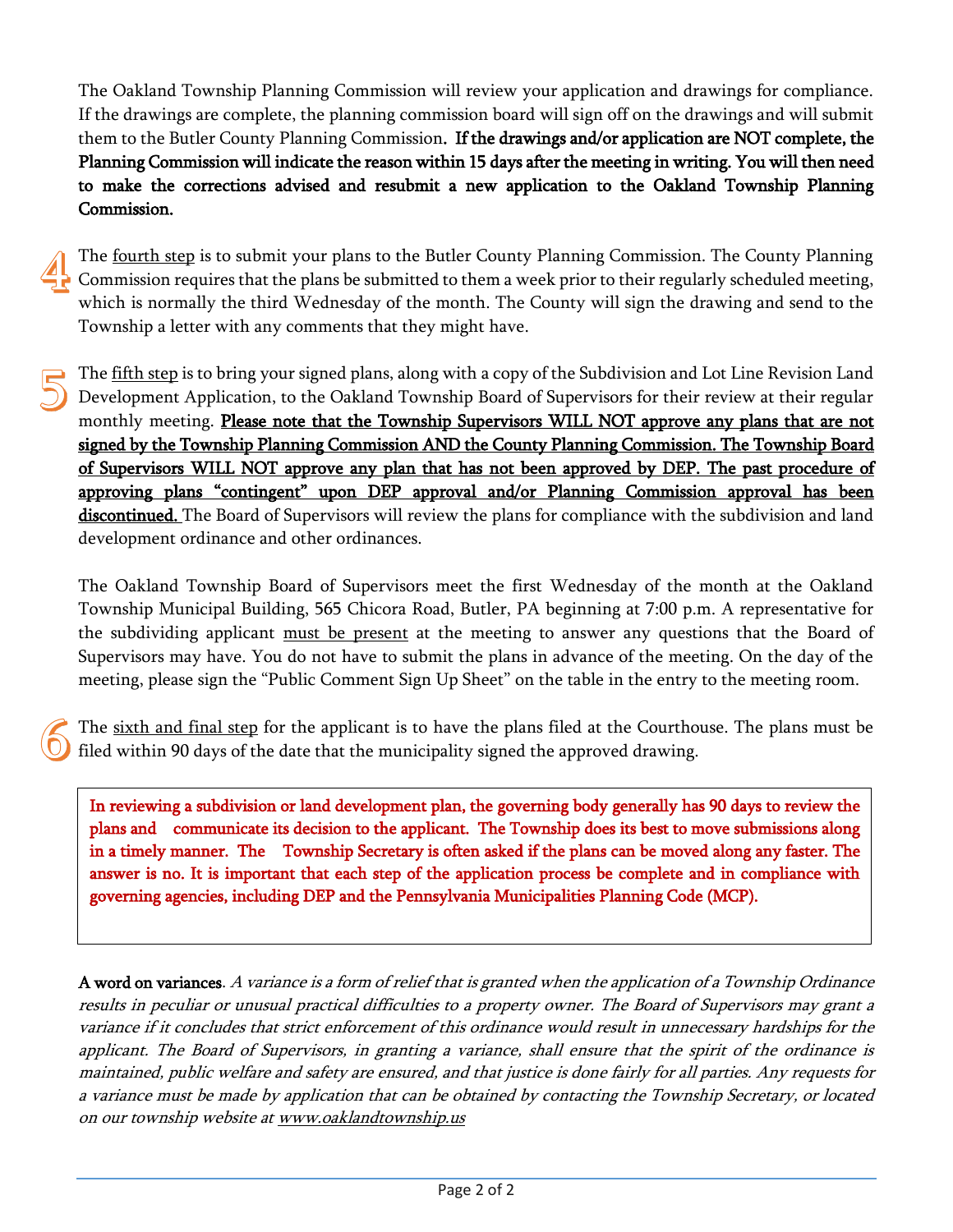The Oakland Township Planning Commission will review your application and drawings for compliance. If the drawings are complete, the planning commission board will sign off on the drawings and will submit them to the Butler County Planning Commission. **If the drawings and/or application are NOT complete, the Planning Commission will indicate the reason within 15 days after the meeting in writing. You will then need to make the corrections advised and resubmit a new application to the Oakland Township Planning Commission.**

4 The fourth step is to submit your plans to the Butler County Planning Commission. The County Planning Commission requires that the plans be submitted to them a week prior to their regularly scheduled meeting, which is normally the third Wednesday of the month. The County will sign the drawing and send to the Township a letter with any comments that they might have.

5 The fifth step is to bring your signed plans, along with a copy of the Subdivision and Lot Line Revision Land Development Application, to the Oakland Township Board of Supervisors for their review at their regular monthly meeting. **Please note that the Township Supervisors WILL NOT approve any plans that are not signed by the Township Planning Commission AND the County Planning Commission. The Township Board of Supervisors WILL NOT approve any plan that has not been approved by DEP. The past procedure of approving plans "contingent" upon DEP approval and/or Planning Commission approval has been discontinued.** The Board of Supervisors will review the plans for compliance with the subdivision and land development ordinance and other ordinances.

The Oakland Township Board of Supervisors meet the first Wednesday of the month at the Oakland Township Municipal Building, 565 Chicora Road, Butler, PA beginning at 7:00 p.m. A representative for the subdividing applicant must be present at the meeting to answer any questions that the Board of Supervisors may have. You do not have to submit the plans in advance of the meeting. On the day of the meeting, please sign the "Public Comment Sign Up Sheet" on the table in the entry to the meeting room.

6 The sixth and final step for the applicant is to have the plans filed at the Courthouse. The plans must be filed within 90 days of the date that the municipality signed the approved drawing.

**In reviewing a subdivision or land development plan, the governing body generally has 90 days to review the plans and communicate its decision to the applicant. The Township does its best to move submissions along in a timely manner. The Township Secretary is often asked if the plans can be moved along any faster. The answer is no. It is important that each step of the application process be complete and in compliance with governing agencies, including DEP and the Pennsylvania Municipalities Planning Code (MCP).**

**A word on variances**. *A variance is a form of relief that is granted when the application of a Township Ordinance results in peculiar or unusual practical difficulties to a property owner. The Board of Supervisors may grant a variance if it concludes that strict enforcement of this ordinance would result in unnecessary hardships for the applicant. The Board of Supervisors, in granting a variance, shall ensure that the spirit of the ordinance is maintained, public welfare and safety are ensured, and that justice is done fairly for all parties. Any requests for a variance must be made by application that can be obtained by contacting the Township Secretary, or located on our township website at www.oaklandtownship.us*